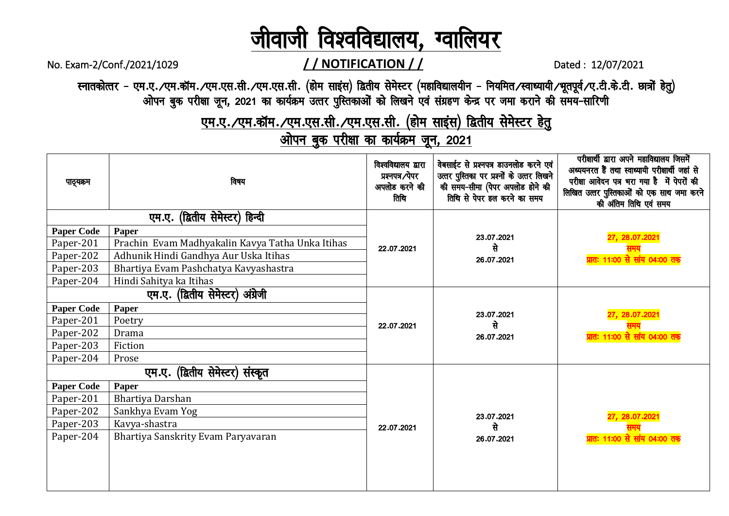# जीवाजी विश्वविद्यालय, ग्वालियर

No. Exam-2/Conf./2021/1029 **/ / NOTIFICATION / /** Dated : 12/07/2021

**स्नातकोत्तर - एम.ए./एम.कॉम./एम.एस.सी./एम.एस.सी. (होम साइंस) द्वितीय सेमेस्टर (महाविद्यालयीन - नियमित/स्वाध्यायी/भूतपूर्व/ए.टी.के.टी. छात्रों हेतु) ओपन बुक परीक्षा जून, 2021 का कार्यक्रम उत्तर पुस्तिकाओं को लिखने एवं संग्रहण केन्द्र पर जमा कराने की समय-सारिणी**

## एम.ए./एम.कॉम./एम.एस.सी./एम.एस.सी. (होम साइंस) द्वितीय सेमेस्टर हेतु ओपन बुक परीक्षा का कार्यक्रम जून, 2021

| पाठ्यक्रम | विषय | विश्वविद्यालय द्वारा प्रश्नपत्र/पेपर अपलोड करने की तिथि | वेबसाईट से प्रश्नपत्र डाउनलोड करने एवं उत्तर पुस्तिका पर प्रश्नों के उत्तर लिखने की समय-सीमा (पेपर अपलोड होने की तिथि से पेपर हल करने का समय | परीक्षार्थी द्वारा अपने महाविद्यालय जिसमें अध्ययनरत हैं तथा स्वाध्यायी परीक्षार्थी जहां से परीक्षा आवेदन पत्र भरा गया है में पेपरों की लिखित उत्तर पुस्तिकाओं को एक साथ जमा करने की अंतिम तिथि एवं समय |
|---|---|---|---|---|
| **एम.ए. (द्वितीय सेमेस्टर) हिन्दी** | | 22.07.2021 | 23.07.2021 से 26.07.2021 | 27, 28.07.2021 समय प्रातः 11:00 से सांय 04:00 तक |
| **Paper Code** | **Paper** | | | |
| Paper-201 | Prachin Evam Madhyakalin Kavya Tatha Unka Itihas | | | |
| Paper-202 | Adhunik Hindi Gandhya Aur Uska Itihas | | | |
| Paper-203 | Bhartiya Evam Pashchatya Kavyashastra | | | |
| Paper-204 | Hindi Sahitya ka Itihas | | | |
| **एम.ए. (द्वितीय सेमेस्टर) अंग्रेजी** | | 22.07.2021 | 23.07.2021 से 26.07.2021 | 27, 28.07.2021 समय प्रातः 11:00 से सांय 04:00 तक |
| **Paper Code** | **Paper** | | | |
| Paper-201 | Poetry | | | |
| Paper-202 | Drama | | | |
| Paper-203 | Fiction | | | |
| Paper-204 | Prose | | | |
| **एम.ए. (द्वितीय सेमेस्टर) संस्कृत** | | 22.07.2021 | 23.07.2021 से 26.07.2021 | 27, 28.07.2021 समय प्रातः 11:00 से सांय 04:00 तक |
| **Paper Code** | **Paper** | | | |
| Paper-201 | Bhartiya Darshan | | | |
| Paper-202 | Sankhya Evam Yog | | | |
| Paper-203 | Kavya-shastra | | | |
| Paper-204 | Bhartiya Sanskrity Evam Paryavaran | | | |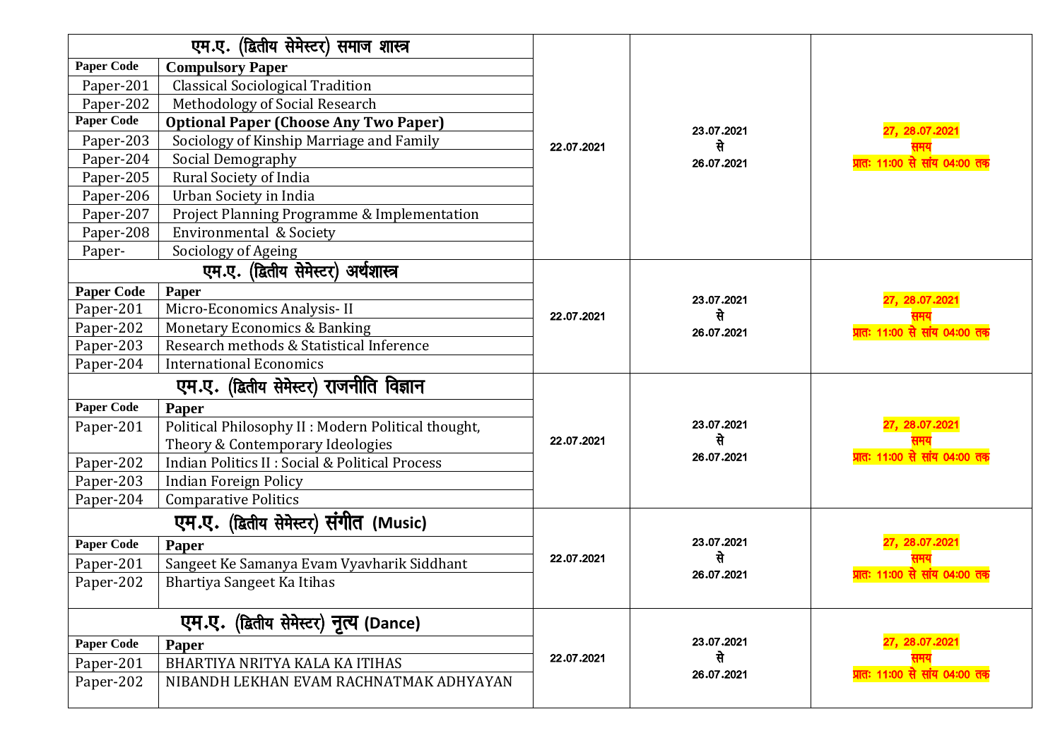| एम.ए. (द्वितीय सेमेस्टर) समाज शास्त्र | | | | |
|---|---|---|---|---|
| **Paper Code** | **Compulsory Paper** | 22.07.2021 | 23.07.2021 से 26.07.2021 | 27, 28.07.2021 समय प्रातः 11:00 से सांय 04:00 तक |
| Paper-201 | Classical Sociological Tradition | | | |
| Paper-202 | Methodology of Social Research | | | |
| **Paper Code** | **Optional Paper (Choose Any Two Paper)** | | | |
| Paper-203 | Sociology of Kinship Marriage and Family | | | |
| Paper-204 | Social Demography | | | |
| Paper-205 | Rural Society of India | | | |
| Paper-206 | Urban Society in India | | | |
| Paper-207 | Project Planning Programme & Implementation | | | |
| Paper-208 | Environmental & Society | | | |
| Paper- | Sociology of Ageing | | | |
| **एम.ए. (द्वितीय सेमेस्टर) अर्थशास्त्र** | | | | |
| **Paper Code** | **Paper** | 22.07.2021 | 23.07.2021 से 26.07.2021 | 27, 28.07.2021 समय प्रातः 11:00 से सांय 04:00 तक |
| Paper-201 | Micro-Economics Analysis- II | | | |
| Paper-202 | Monetary Economics & Banking | | | |
| Paper-203 | Research methods & Statistical Inference | | | |
| Paper-204 | International Economics | | | |
| **एम.ए. (द्वितीय सेमेस्टर) राजनीति विज्ञान** | | | | |
| **Paper Code** | **Paper** | 22.07.2021 | 23.07.2021 से 26.07.2021 | 27, 28.07.2021 समय प्रातः 11:00 से सांय 04:00 तक |
| Paper-201 | Political Philosophy II : Modern Political thought, Theory & Contemporary Ideologies | | | |
| Paper-202 | Indian Politics II : Social & Political Process | | | |
| Paper-203 | Indian Foreign Policy | | | |
| Paper-204 | Comparative Politics | | | |
| **एम.ए. (द्वितीय सेमेस्टर) संगीत (Music)** | | | | |
| **Paper Code** | **Paper** | 22.07.2021 | 23.07.2021 से 26.07.2021 | 27, 28.07.2021 समय प्रातः 11:00 से सांय 04:00 तक |
| Paper-201 | Sangeet Ke Samanya Evam Vyavharik Siddhant | | | |
| Paper-202 | Bhartiya Sangeet Ka Itihas | | | |
| **एम.ए. (द्वितीय सेमेस्टर) नृत्य (Dance)** | | | | |
| **Paper Code** | **Paper** | 22.07.2021 | 23.07.2021 से 26.07.2021 | 27, 28.07.2021 समय प्रातः 11:00 से सांय 04:00 तक |
| Paper-201 | BHARTIYA NRITYA KALA KA ITIHAS | | | |
| Paper-202 | NIBANDH LEKHAN EVAM RACHNATMAK ADHYAYAN | | | |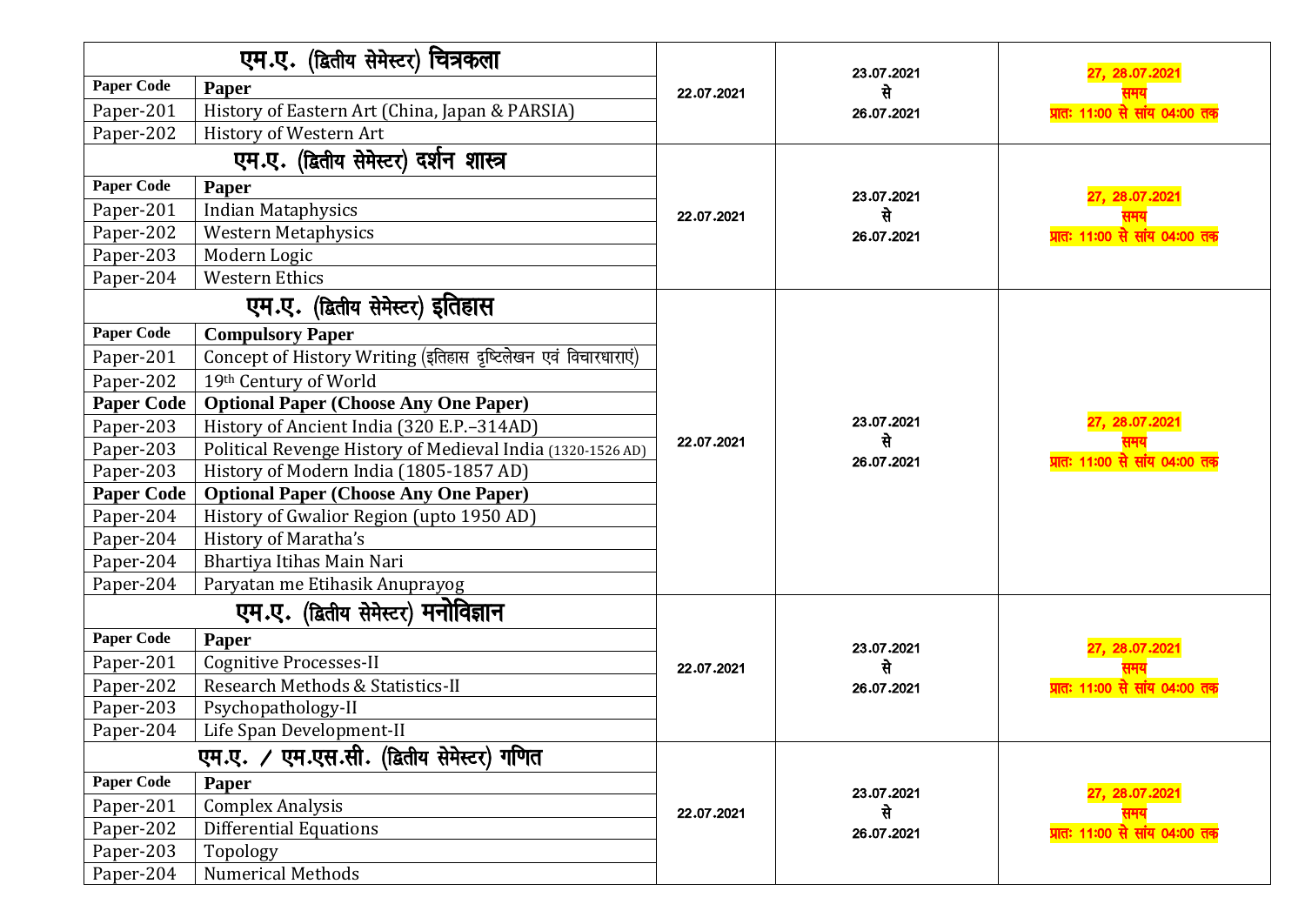| एम.ए. (द्वितीय सेमेस्टर) चित्रकला | | | | |
|---|---|---|---|---|
| **Paper Code** | **Paper** | 22.07.2021 | 23.07.2021 से 26.07.2021 | 27, 28.07.2021 समय प्रातः 11:00 से सांय 04:00 तक |
| Paper-201 | History of Eastern Art (China, Japan & PARSIA) | | | |
| Paper-202 | History of Western Art | | | |

| एम.ए. (द्वितीय सेमेस्टर) दर्शन शास्त्र | | | | |
|---|---|---|---|---|
| **Paper Code** | **Paper** | 22.07.2021 | 23.07.2021 से 26.07.2021 | 27, 28.07.2021 समय प्रातः 11:00 से सांय 04:00 तक |
| Paper-201 | Indian Mataphysics | | | |
| Paper-202 | Western Metaphysics | | | |
| Paper-203 | Modern Logic | | | |
| Paper-204 | Western Ethics | | | |

| एम.ए. (द्वितीय सेमेस्टर) इतिहास | | | | |
|---|---|---|---|---|
| **Paper Code** | **Compulsory Paper** | 22.07.2021 | 23.07.2021 से 26.07.2021 | 27, 28.07.2021 समय प्रातः 11:00 से सांय 04:00 तक |
| Paper-201 | Concept of History Writing (इतिहास दृष्टिलेखन एवं विचारधाराएं) | | | |
| Paper-202 | 19th Century of World | | | |
| **Paper Code** | **Optional Paper (Choose Any One Paper)** | | | |
| Paper-203 | History of Ancient India (320 E.P.–314AD) | | | |
| Paper-203 | Political Revenge History of Medieval India (1320-1526 AD) | | | |
| Paper-203 | History of Modern India (1805-1857 AD) | | | |
| **Paper Code** | **Optional Paper (Choose Any One Paper)** | | | |
| Paper-204 | History of Gwalior Region (upto 1950 AD) | | | |
| Paper-204 | History of Maratha's | | | |
| Paper-204 | Bhartiya Itihas Main Nari | | | |
| Paper-204 | Paryatan me Etihasik Anuprayog | | | |

| एम.ए. (द्वितीय सेमेस्टर) मनोविज्ञान | | | | |
|---|---|---|---|---|
| **Paper Code** | **Paper** | 22.07.2021 | 23.07.2021 से 26.07.2021 | 27, 28.07.2021 समय प्रातः 11:00 से सांय 04:00 तक |
| Paper-201 | Cognitive Processes-II | | | |
| Paper-202 | Research Methods & Statistics-II | | | |
| Paper-203 | Psychopathology-II | | | |
| Paper-204 | Life Span Development-II | | | |

| एम.ए. / एम.एस.सी. (द्वितीय सेमेस्टर) गणित | | | | |
|---|---|---|---|---|
| **Paper Code** | **Paper** | 22.07.2021 | 23.07.2021 से 26.07.2021 | 27, 28.07.2021 समय प्रातः 11:00 से सांय 04:00 तक |
| Paper-201 | Complex Analysis | | | |
| Paper-202 | Differential Equations | | | |
| Paper-203 | Topology | | | |
| Paper-204 | Numerical Methods | | | |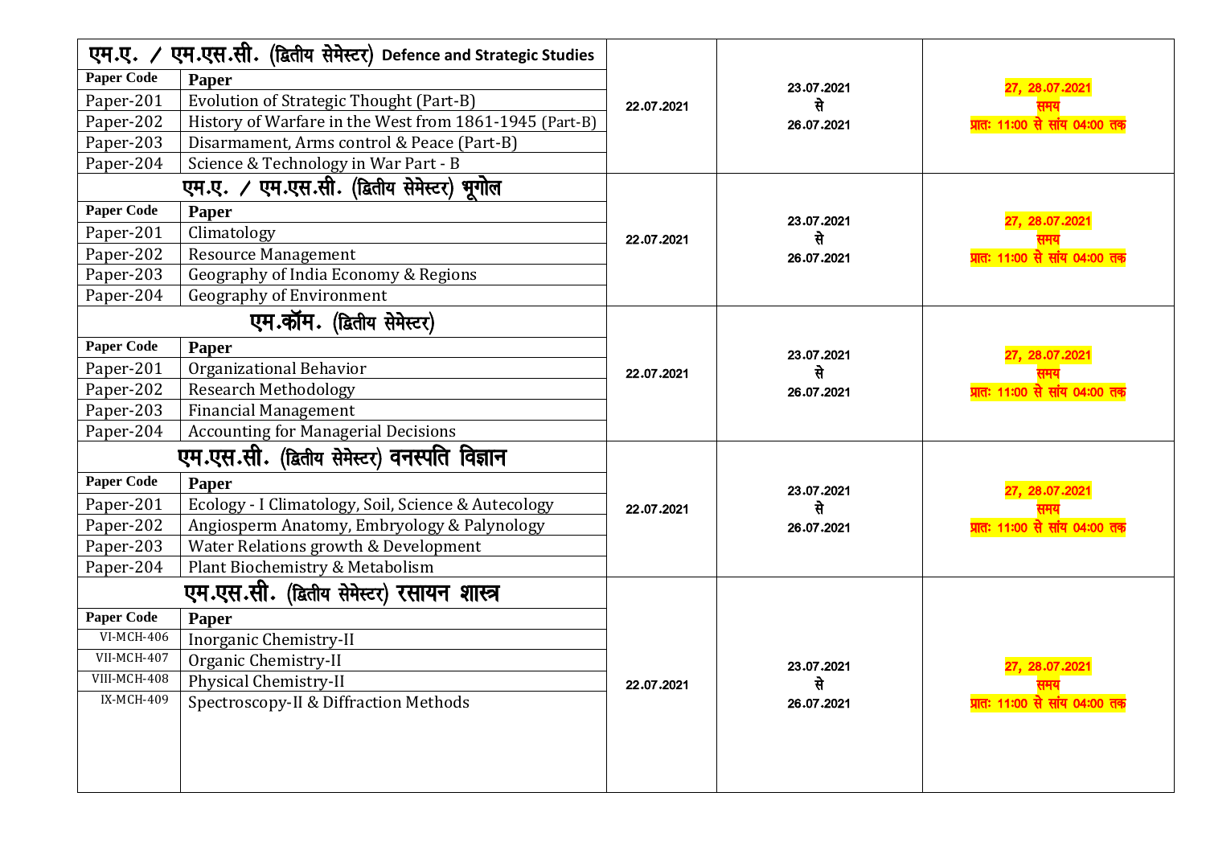| एम.ए. / एम.एस.सी. (द्वितीय सेमेस्टर) Defence and Strategic Studies | | | | |
|---|---|---|---|---|
| **Paper Code** | **Paper** | 22.07.2021 | 23.07.2021 से 26.07.2021 | 27, 28.07.2021 समय प्रातः 11:00 से सांय 04:00 तक |
| Paper-201 | Evolution of Strategic Thought (Part-B) | | | |
| Paper-202 | History of Warfare in the West from 1861-1945 (Part-B) | | | |
| Paper-203 | Disarmament, Arms control & Peace (Part-B) | | | |
| Paper-204 | Science & Technology in War Part - B | | | |
| **एम.ए. / एम.एस.सी. (द्वितीय सेमेस्टर) भूगोल** | | | | |
| **Paper Code** | **Paper** | 22.07.2021 | 23.07.2021 से 26.07.2021 | 27, 28.07.2021 समय प्रातः 11:00 से सांय 04:00 तक |
| Paper-201 | Climatology | | | |
| Paper-202 | Resource Management | | | |
| Paper-203 | Geography of India Economy & Regions | | | |
| Paper-204 | Geography of Environment | | | |
| **एम.कॉम. (द्वितीय सेमेस्टर)** | | | | |
| **Paper Code** | **Paper** | 22.07.2021 | 23.07.2021 से 26.07.2021 | 27, 28.07.2021 समय प्रातः 11:00 से सांय 04:00 तक |
| Paper-201 | Organizational Behavior | | | |
| Paper-202 | Research Methodology | | | |
| Paper-203 | Financial Management | | | |
| Paper-204 | Accounting for Managerial Decisions | | | |
| **एम.एस.सी. (द्वितीय सेमेस्टर) वनस्पति विज्ञान** | | | | |
| **Paper Code** | **Paper** | 22.07.2021 | 23.07.2021 से 26.07.2021 | 27, 28.07.2021 समय प्रातः 11:00 से सांय 04:00 तक |
| Paper-201 | Ecology - I Climatology, Soil, Science & Autecology | | | |
| Paper-202 | Angiosperm Anatomy, Embryology & Palynology | | | |
| Paper-203 | Water Relations growth & Development | | | |
| Paper-204 | Plant Biochemistry & Metabolism | | | |
| **एम.एस.सी. (द्वितीय सेमेस्टर) रसायन शास्त्र** | | | | |
| **Paper Code** | **Paper** | 22.07.2021 | 23.07.2021 से 26.07.2021 | 27, 28.07.2021 समय प्रातः 11:00 से सांय 04:00 तक |
| VI-MCH-406 | Inorganic Chemistry-II | | | |
| VII-MCH-407 | Organic Chemistry-II | | | |
| VIII-MCH-408 | Physical Chemistry-II | | | |
| IX-MCH-409 | Spectroscopy-II & Diffraction Methods | | | |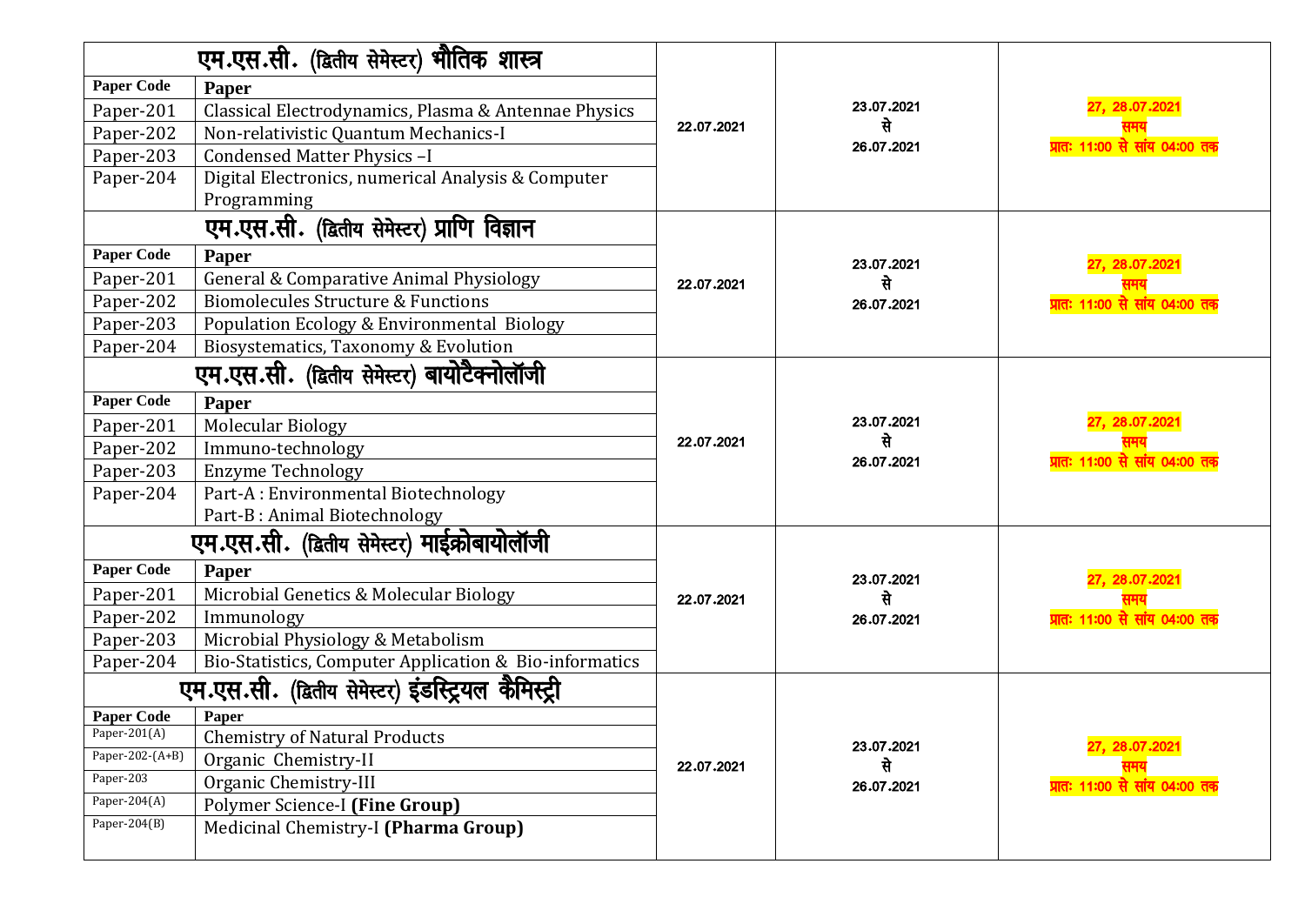| एम.एस.सी. (द्वितीय सेमेस्टर) भौतिक शास्त्र | | | | |
|---|---|---|---|---|
| **Paper Code** | **Paper** | 22.07.2021 | 23.07.2021 से 26.07.2021 | 27, 28.07.2021 समय प्रातः 11:00 से सांय 04:00 तक |
| Paper-201 | Classical Electrodynamics, Plasma & Antennae Physics | | | |
| Paper-202 | Non-relativistic Quantum Mechanics-I | | | |
| Paper-203 | Condensed Matter Physics –I | | | |
| Paper-204 | Digital Electronics, numerical Analysis & Computer Programming | | | |
| **एम.एस.सी. (द्वितीय सेमेस्टर) प्राणि विज्ञान** | | | | |
| **Paper Code** | **Paper** | 22.07.2021 | 23.07.2021 से 26.07.2021 | 27, 28.07.2021 समय प्रातः 11:00 से सांय 04:00 तक |
| Paper-201 | General & Comparative Animal Physiology | | | |
| Paper-202 | Biomolecules Structure & Functions | | | |
| Paper-203 | Population Ecology & Environmental Biology | | | |
| Paper-204 | Biosystematics, Taxonomy & Evolution | | | |
| **एम.एस.सी. (द्वितीय सेमेस्टर) बायोटैक्नोलॉजी** | | | | |
| **Paper Code** | **Paper** | 22.07.2021 | 23.07.2021 से 26.07.2021 | 27, 28.07.2021 समय प्रातः 11:00 से सांय 04:00 तक |
| Paper-201 | Molecular Biology | | | |
| Paper-202 | Immuno-technology | | | |
| Paper-203 | Enzyme Technology | | | |
| Paper-204 | Part-A : Environmental Biotechnology Part-B : Animal Biotechnology | | | |
| **एम.एस.सी. (द्वितीय सेमेस्टर) माईक्रोबायोलॉजी** | | | | |
| **Paper Code** | **Paper** | 22.07.2021 | 23.07.2021 से 26.07.2021 | 27, 28.07.2021 समय प्रातः 11:00 से सांय 04:00 तक |
| Paper-201 | Microbial Genetics & Molecular Biology | | | |
| Paper-202 | Immunology | | | |
| Paper-203 | Microbial Physiology & Metabolism | | | |
| Paper-204 | Bio-Statistics, Computer Application & Bio-informatics | | | |
| **एम.एस.सी. (द्वितीय सेमेस्टर) इंडस्ट्रियल कैमिस्ट्री** | | | | |
| **Paper Code** | **Paper** | 22.07.2021 | 23.07.2021 से 26.07.2021 | 27, 28.07.2021 समय प्रातः 11:00 से सांय 04:00 तक |
| Paper-201(A) | Chemistry of Natural Products | | | |
| Paper-202-(A+B) | Organic Chemistry-II | | | |
| Paper-203 | Organic Chemistry-III | | | |
| Paper-204(A) | Polymer Science-I **(Fine Group)** | | | |
| Paper-204(B) | Medicinal Chemistry-I **(Pharma Group)** | | | |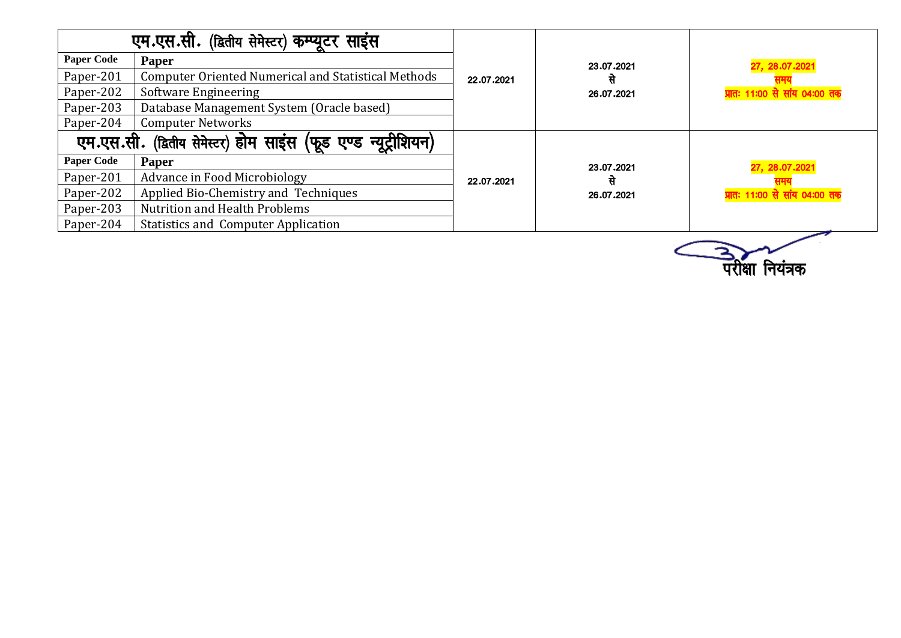| एम.एस.सी. (द्वितीय सेमेस्टर) कम्प्यूटर साइंस | | | | |
|---|---|---|---|---|
| **Paper Code** | **Paper** | 22.07.2021 | 23.07.2021 से 26.07.2021 | 27, 28.07.2021 समय प्रातः 11:00 से सांय 04:00 तक |
| Paper-201 | Computer Oriented Numerical and Statistical Methods | | | |
| Paper-202 | Software Engineering | | | |
| Paper-203 | Database Management System (Oracle based) | | | |
| Paper-204 | Computer Networks | | | |
| **एम.एस.सी. (द्वितीय सेमेस्टर) होम साइंस (फूड एण्ड न्यूट्रीशियन)** | | | | |
| **Paper Code** | **Paper** | 22.07.2021 | 23.07.2021 से 26.07.2021 | 27, 28.07.2021 समय प्रातः 11:00 से सांय 04:00 तक |
| Paper-201 | Advance in Food Microbiology | | | |
| Paper-202 | Applied Bio-Chemistry and Techniques | | | |
| Paper-203 | Nutrition and Health Problems | | | |
| Paper-204 | Statistics and Computer Application | | | |

परीक्षा नियंत्रक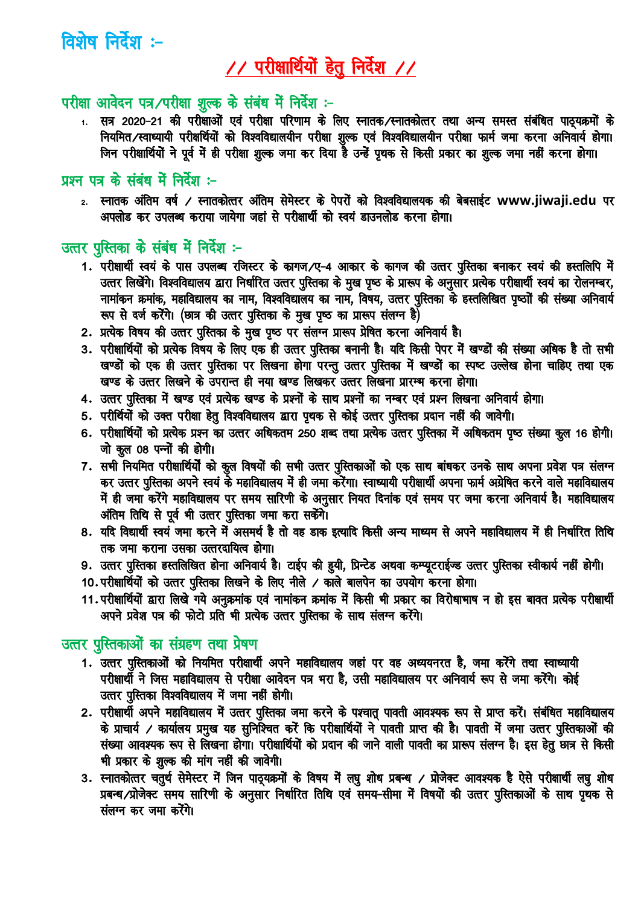## विशेष निर्देश :-

# // परीक्षार्थियों हेतु निर्देश //

### परीक्षा आवेदन पत्र/परीक्षा शुल्क के संबंध में निर्देश :-

1. सत्र 2020-21 की परीक्षाओं एवं परीक्षा परिणाम के लिए स्नातक/स्नातकोत्तर तथा अन्य समस्त संबंधित पाठ्यक्रमों के नियमित/स्वाध्यायी परीक्षार्थियों को विश्वविद्यालयीन परीक्षा शुल्क एवं विश्वविद्यालयीन परीक्षा फार्म जमा करना अनिवार्य होगा। जिन परीक्षार्थियों ने पूर्व में ही परीक्षा शुल्क जमा कर दिया है उन्हें पृथक से किसी प्रकार का शुल्क जमा नहीं करना होगा।

### प्रश्न पत्र के संबंध में निर्देश :-

2. स्नातक अंतिम वर्ष / स्नातकोत्तर अंतिम सेमेस्टर के पेपरों को विश्वविद्यालयक की बेबसाईट www.jiwaji.edu पर अपलोड कर उपलब्ध कराया जायेगा जहां से परीक्षार्थी को स्वयं डाउनलोड करना होगा।

### उत्तर पुस्तिका के संबंध में निर्देश :-

1. परीक्षार्थी स्वयं के पास उपलब्ध रजिस्टर के कागज/ए-4 आकार के कागज की उत्तर पुस्तिका बनाकर स्वयं की हस्तलिपि में उत्तर लिखेंगे। विश्वविद्यालय द्वारा निर्धारित उत्तर पुस्तिका के मुख पृष्ठ के प्रारूप के अनुसार प्रत्येक परीक्षार्थी स्वयं का रोलनम्बर, नामांकन क्रमांक, महाविद्यालय का नाम, विश्वविद्यालय का नाम, विषय, उत्तर पुस्तिका के हस्तलिखित पृष्ठों की संख्या अनिवार्य रूप से दर्ज करेंगे। (छात्र की उत्तर पुस्तिका के मुख पृष्ठ का प्रारूप संलग्न है)
2. प्रत्येक विषय की उत्तर पुस्तिका के मुख पृष्ठ पर संलग्न प्रारूप प्रेषित करना अनिवार्य है।
3. परीक्षार्थियों को प्रत्येक विषय के लिए एक ही उत्तर पुस्तिका बनानी है। यदि किसी पेपर में खण्डों की संख्या अधिक है तो सभी खण्डों को एक ही उत्तर पुस्तिका पर लिखना होगा परन्तु उत्तर पुस्तिका में खण्डों का स्पष्ट उल्लेख होना चाहिए तथा एक खण्ड के उत्तर लिखने के उपरान्त ही नया खण्ड लिखकर उत्तर लिखना प्रारम्भ करना होगा।
4. उत्तर पुस्तिका में खण्ड एवं प्रत्येक खण्ड के प्रश्नों के साथ प्रश्नों का नम्बर एवं प्रश्न लिखना अनिवार्य होगा।
5. परीर्थियों को उक्त परीक्षा हेतु विश्वविद्यालय द्वारा पृथक से कोई उत्तर पुस्तिका प्रदान नहीं की जावेगी।
6. परीक्षार्थियों को प्रत्येक प्रश्न का उत्तर अधिकतम 250 शब्द तथा प्रत्येक उत्तर पुस्तिका में अधिकतम पृष्ठ संख्या कुल 16 होगी। जो कुल 08 पन्नों की होगी।
7. सभी नियमित परीक्षार्थियों को कुल विषयों की सभी उत्तर पुस्तिकाओं को एक साथ बांधकर उनके साथ अपना प्रवेश पत्र संलग्न कर उत्तर पुस्तिका अपने स्वयं के महाविद्यालय में ही जमा करेंगा। स्वाध्यायी परीक्षार्थी अपना फार्म अग्रेषित करने वाले महाविद्यालय में ही जमा करेंगे महाविद्यालय पर समय सारिणी के अनुसार नियत दिनांक एवं समय पर जमा करना अनिवार्य है। महाविद्यालय अंतिम तिथि से पूर्व भी उत्तर पुस्तिका जमा करा सकेंगे।
8. यदि विद्यार्थी स्वयं जमा करने में असमर्थ है तो वह डाक इत्यादि किसी अन्य माध्यम से अपने महाविद्यालय में ही निर्धारित तिथि तक जमा कराना उसका उत्तरदायित्व होगा।
9. उत्तर पुस्तिका हस्तलिखित होना अनिवार्य है। टाईप की हुयी, प्रिन्टेड अथवा कम्प्यूटराईज्ड उत्तर पुस्तिका स्वीकार्य नहीं होगी।
10. परीक्षार्थियों को उत्तर पुस्तिका लिखने के लिए नीले / काले बालपेन का उपयोग करना होगा।
11. परीक्षार्थियों द्वारा लिखे गये अनुक्रमांक एवं नामांकन क्रमांक में किसी भी प्रकार का विरोधाभाष न हो इस बावत प्रत्येक परीक्षार्थी अपने प्रवेश पत्र की फोटो प्रति भी प्रत्येक उत्तर पुस्तिका के साथ संलग्न करेंगे।

### उत्तर पुस्तिकाओं का संग्रहण तथा प्रेषण

1. उत्तर पुस्तिकाओं को नियमित परीक्षार्थी अपने महाविद्यालय जहां पर वह अध्ययनरत है, जमा करेंगे तथा स्वाध्यायी परीक्षार्थी ने जिस महाविद्यालय से परीक्षा आवेदन पत्र भरा है, उसी महाविद्यालय पर अनिवार्य रूप से जमा करेंगे। कोई उत्तर पुस्तिका विश्वविद्यालय में जमा नहीं होगी।
2. परीक्षार्थी अपने महाविद्यालय में उत्तर पुस्तिका जमा करने के पश्चात् पावती आवश्यक रूप से प्राप्त करें। संबंधित महाविद्यालय के प्राचार्य / कार्यालय प्रमुख यह सुनिश्चित करें कि परीक्षार्थियों ने पावती प्राप्त की है। पावती में जमा उत्तर पुस्तिकाओं की संख्या आवश्यक रूप से लिखना होगा। परीक्षार्थियों को प्रदान की जाने वाली पावती का प्रारूप संलग्न है। इस हेतु छात्र से किसी भी प्रकार के शुल्क की मांग नहीं की जावेगी।
3. स्नातकोत्तर चतुर्थ सेमेस्टर में जिन पाठ्यक्रमों के विषय में लघु शोध प्रबन्ध / प्रोजेक्ट आवश्यक है ऐसे परीक्षार्थी लघु शोध प्रबन्ध/प्रोजेक्ट समय सारिणी के अनुसार निर्धारित तिथि एवं समय-सीमा में विषयों की उत्तर पुस्तिकाओं के साथ पृथक से संलग्न कर जमा करेंगे।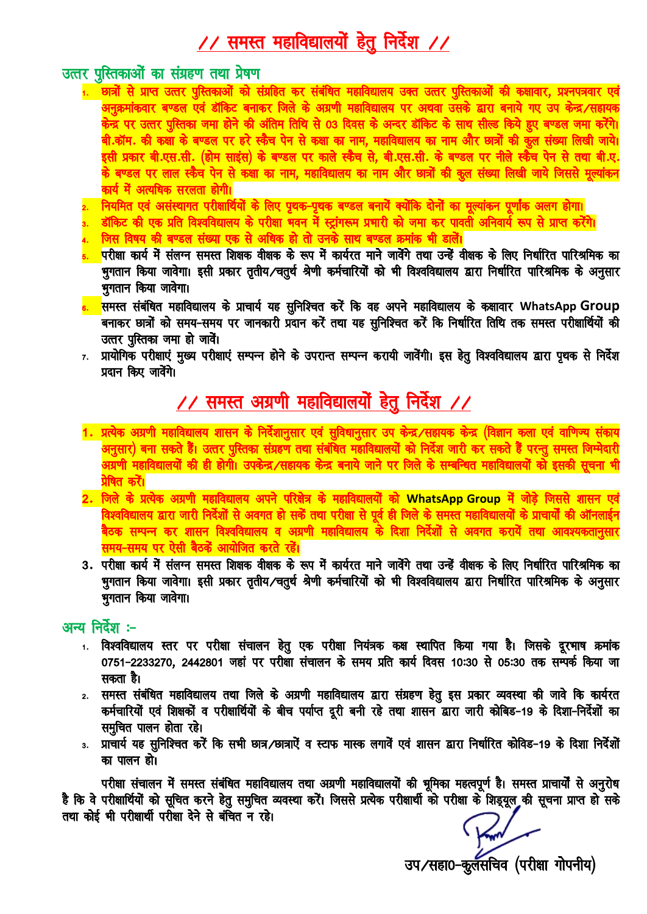# // समस्त महाविद्यालयों हेतु निर्देश //

## उत्तर पुस्तिकाओं का संग्रहण तथा प्रेषण

1. छात्रों से प्राप्त उत्तर पुस्तिकाओं को संग्रहित कर संबंधित महाविद्यालय उक्त उत्तर पुस्तिकाओं की कक्षावार, प्रश्नपत्रवार एवं अनुक्रमांकवार बण्डल एवं डॉकिट बनाकर जिले के अग्रणी महाविद्यालय पर अथवा उसके द्वारा बनाये गए उप केन्द्र/सहायक केन्द्र पर उत्तर पुस्तिका जमा होने की अंतिम तिथि से 03 दिवस के अन्दर डॉकिट के साथ सील्ड किये हुए बण्डल जमा करेंगे। बी.कॉम. की कक्षा के बण्डल पर हरे स्कैच पेन से कक्षा का नाम, महाविद्यालय का नाम और छात्रों की कुल संख्या लिखी जाये। इसी प्रकार बी.एस.सी. (होम साइंस) के बण्डल पर काले स्कैच से, बी.एस.सी. के बण्डल पर नीले स्कैच पेन से तथा बी.ए. के बण्डल पर लाल स्कैच पेन से कक्षा का नाम, महाविद्यालय का नाम और छात्रों की कुल संख्या लिखी जाये जिससे मूल्यांकन कार्य में अत्यधिक सरलता होगी।
2. नियमित एवं असंस्थागत परीक्षार्थियों के लिए पृथक-पृथक बण्डल बनायें क्योंकि दोनों का मूल्यांकन पूर्णांक अलग होगा।
3. डॉकिट की एक प्रति विश्वविद्यालय के परीक्षा भवन में स्ट्रांगरूम प्रभारी को जमा कर पावती अनिवार्य रूप से प्राप्त करेंगे।
4. जिस विषय की बण्डल संख्या एक से अधिक हो तो उनके साथ बण्डल क्रमांक भी डालें।
5. परीक्षा कार्य में संलग्न समस्त शिक्षक वीक्षक के रूप में कार्यरत माने जावेंगे तथा उन्हें वीक्षक के लिए निर्धारित पारिश्रमिक का भुगतान किया जावेगा। इसी प्रकार तृतीय/चतुर्थ श्रेणी कर्मचारियों को भी विश्वविद्यालय द्वारा निर्धारित पारिश्रमिक के अनुसार भुगतान किया जावेगा।
6. समस्त संबंधित महाविद्यालय के प्राचार्य यह सुनिश्चित करें कि वह अपने महाविद्यालय के कक्षावार WhatsApp Group बनाकर छात्रों को समय-समय पर जानकारी प्रदान करें तथा यह सुनिश्चित करें कि निर्धारित तिथि तक समस्त परीक्षार्थियों की उत्तर पुस्तिका जमा हो जावें।
7. प्रायोगिक परीक्षाएं मुख्य परीक्षाएं सम्पन्न होने के उपरान्त सम्पन्न करायी जावेंगी। इस हेतु विश्वविद्यालय द्वारा पृथक से निर्देश प्रदान किए जावेंगे।

# // समस्त अग्रणी महाविद्यालयों हेतु निर्देश //

1. प्रत्येक अग्रणी महाविद्यालय शासन के निर्देशानुसार एवं सुविधानुसार उप केन्द्र/सहायक केन्द्र (विज्ञान कला एवं वाणिज्य संकाय अनुसार) बना सकते हैं। उत्तर पुस्तिका संग्रहण तथा संबंधित महाविद्यालयों को निर्देश जारी कर सकते हैं परन्तु समस्त जिम्मेदारी अग्रणी महाविद्यालयों की ही होगी। उपकेन्द्र/सहायक केन्द्र बनाये जाने पर जिले के सम्बन्धित महाविद्यालयों को इसकी सूचना भी प्रेषित करें।
2. जिले के प्रत्येक अग्रणी महाविद्यालय अपने परिक्षेत्र के महाविद्यालयों को WhatsApp Group में जोड़े जिससे शासन एवं विश्वविद्यालय द्वारा जारी निर्देशों से अवगत हो सकें तथा परीक्षा से पूर्व ही जिले के समस्त महाविद्यालयों के प्राचार्यों की ऑनलाईन बैठक सम्पन्न कर शासन विश्वविद्यालय व अग्रणी महाविद्यालय के दिशा निर्देशों से अवगत करायें तथा आवश्यकतानुसार समय-समय पर ऐसी बैठकें आयोजित करते रहें।
3. परीक्षा कार्य में संलग्न समस्त शिक्षक वीक्षक के रूप में कार्यरत माने जावेंगे तथा उन्हें वीक्षक के लिए निर्धारित पारिश्रमिक का भुगतान किया जावेगा। इसी प्रकार तृतीय/चतुर्थ श्रेणी कर्मचारियों को भी विश्वविद्यालय द्वारा निर्धारित पारिश्रमिक के अनुसार भुगतान किया जावेगा।

## अन्य निर्देश :-

1. विश्वविद्यालय स्तर पर परीक्षा संचालन हेतु एक परीक्षा नियंत्रक कक्ष स्थापित किया गया है। जिसके दूरभाष क्रमांक 0751-2233270, 2442801 जहां पर परीक्षा संचालन के समय प्रति कार्य दिवस 10:30 से 05:30 तक सम्पर्क किया जा सकता है।
2. समस्त संबंधित महाविद्यालय तथा जिले के अग्रणी महाविद्यालय द्वारा संग्रहण हेतु इस प्रकार व्यवस्था की जावे कि कार्यरत कर्मचारियों एवं शिक्षकों व परीक्षार्थियों के बीच पर्याप्त दूरी बनी रहे तथा शासन द्वारा जारी कोबिड-19 के दिशा-निर्देशों का समुचित पालन होता रहे।
3. प्राचार्य यह सुनिश्चित करें कि सभी छात्र/छात्राऐं व स्टाफ मास्क लगावें एवं शासन द्वारा निर्धारित कोविड-19 के दिशा निर्देशों का पालन हो।

परीक्षा संचालन में समस्त संबंधित महाविद्यालय तथा अग्रणी महाविद्यालयों की भूमिका महत्वपूर्ण है। समस्त प्राचार्यों से अनुरोध है कि वे परीक्षार्थियों को सूचित करने हेतु समुचित व्यवस्था करें। जिससे प्रत्येक परीक्षार्थी को परीक्षा के शिड्यूल की सूचना प्राप्त हो सके तथा कोई भी परीक्षार्थी परीक्षा देने से बंचित न रहे।

उप/सहा0-कुलसचिव (परीक्षा गोपनीय)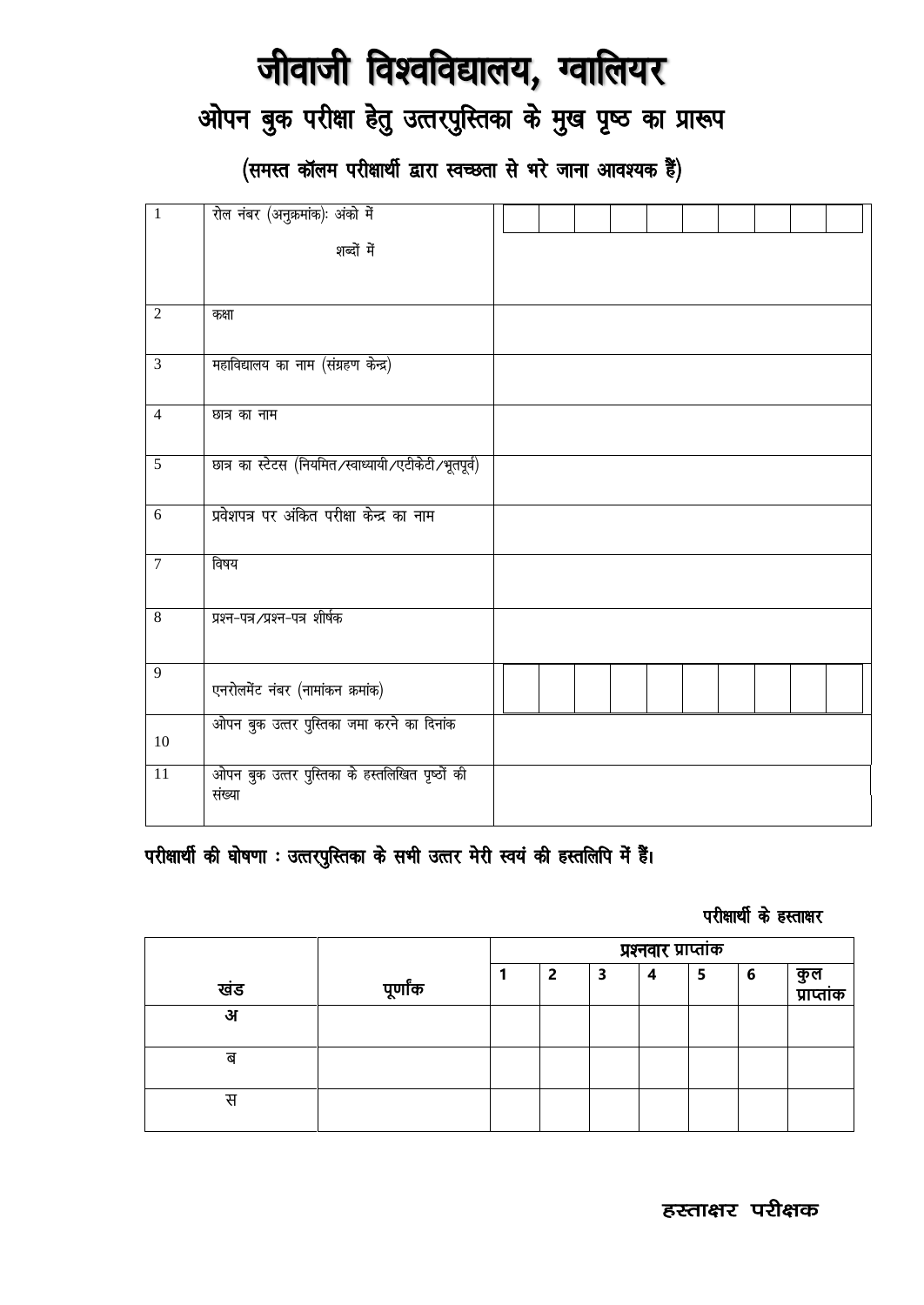# जीवाजी विश्वविद्यालय, ग्वालियर

## ओपन बुक परीक्षा हेतु उत्तरपुस्तिका के मुख पृष्ठ का प्रारूप

### (समस्त कॉलम परीक्षार्थी द्वारा स्वच्छता से भरे जाना आवश्यक हैं)

| | | |
|---|---|---|
| 1 | रोल नंबर (अनुक्रमांक): अंको में<br>शब्दों में | |
| 2 | कक्षा | |
| 3 | महाविद्यालय का नाम (संग्रहण केन्द्र) | |
| 4 | छात्र का नाम | |
| 5 | छात्र का स्टेटस (नियमित/स्वाध्यायी/एटीकेटी/भूतपूर्व) | |
| 6 | प्रवेशपत्र पर अंकित परीक्षा केन्द्र का नाम | |
| 7 | विषय | |
| 8 | प्रश्न-पत्र/प्रश्न-पत्र शीर्षक | |
| 9 | एनरोलमेंट नंबर (नामांकन क्रमांक) | |
| 10 | ओपन बुक उत्तर पुस्तिका जमा करने का दिनांक | |
| 11 | ओपन बुक उत्तर पुस्तिका के हस्तलिखित पृष्ठों की संख्या | |

**परीक्षार्थी की घोषणा : उत्तरपुस्तिका के सभी उत्तर मेरी स्वयं की हस्तलिपि में हैं।**

**परीक्षार्थी के हस्ताक्षर**

| खंड | पूर्णांक | प्रश्नवार प्राप्तांक | | | | | | |
|---|---|---|---|---|---|---|---|---|
| | | 1 | 2 | 3 | 4 | 5 | 6 | कुल प्राप्तांक |
| अ | | | | | | | | |
| ब | | | | | | | | |
| स | | | | | | | | |

**हस्ताक्षर परीक्षक**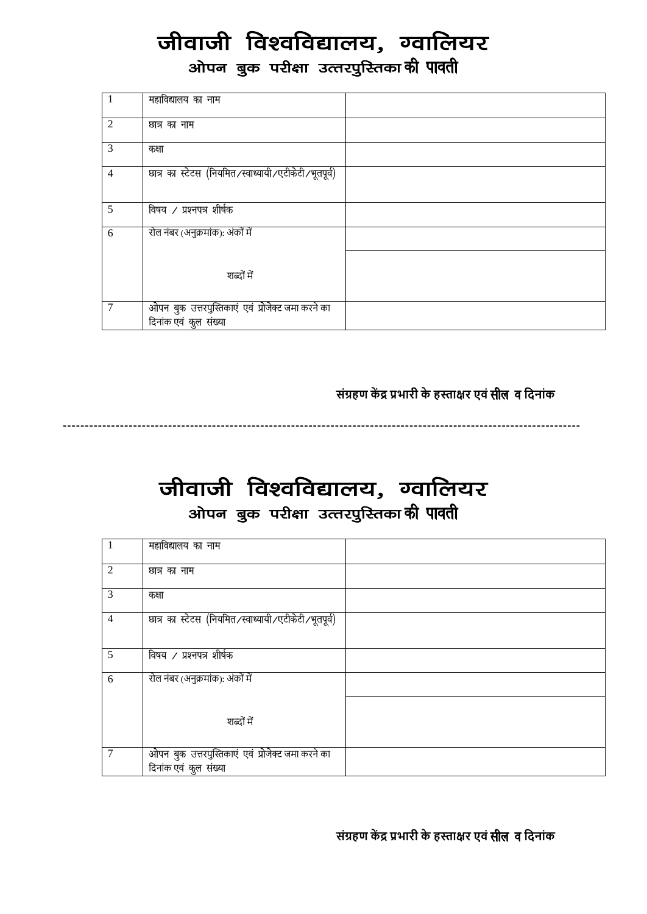# जीवाजी विश्वविद्यालय, ग्वालियर

## ओपन बुक परीक्षा उत्तरपुस्तिका की पावती

| | | |
|---|---|---|
| 1 | महाविद्यालय का नाम | |
| 2 | छात्र का नाम | |
| 3 | कक्षा | |
| 4 | छात्र का स्टेटस (नियमित/स्वाध्यायी/एटीकेटी/भूतपूर्व) | |
| 5 | विषय / प्रश्नपत्र शीर्षक | |
| 6 | रोल नंबर (अनुक्रमांक): अंकों में | |
| | शब्दों में | |
| 7 | ओपन बुक उत्तरपुस्तिकाएं एवं प्रोजेक्ट जमा करने का दिनांक एवं कुल संख्या | |

**संग्रहण केंद्र प्रभारी के हस्ताक्षर एवं सील व दिनांक**

---

# जीवाजी विश्वविद्यालय, ग्वालियर

## ओपन बुक परीक्षा उत्तरपुस्तिका की पावती

| | | |
|---|---|---|
| 1 | महाविद्यालय का नाम | |
| 2 | छात्र का नाम | |
| 3 | कक्षा | |
| 4 | छात्र का स्टेटस (नियमित/स्वाध्यायी/एटीकेटी/भूतपूर्व) | |
| 5 | विषय / प्रश्नपत्र शीर्षक | |
| 6 | रोल नंबर (अनुक्रमांक): अंकों में | |
| | शब्दों में | |
| 7 | ओपन बुक उत्तरपुस्तिकाएं एवं प्रोजेक्ट जमा करने का दिनांक एवं कुल संख्या | |

**संग्रहण केंद्र प्रभारी के हस्ताक्षर एवं सील व दिनांक**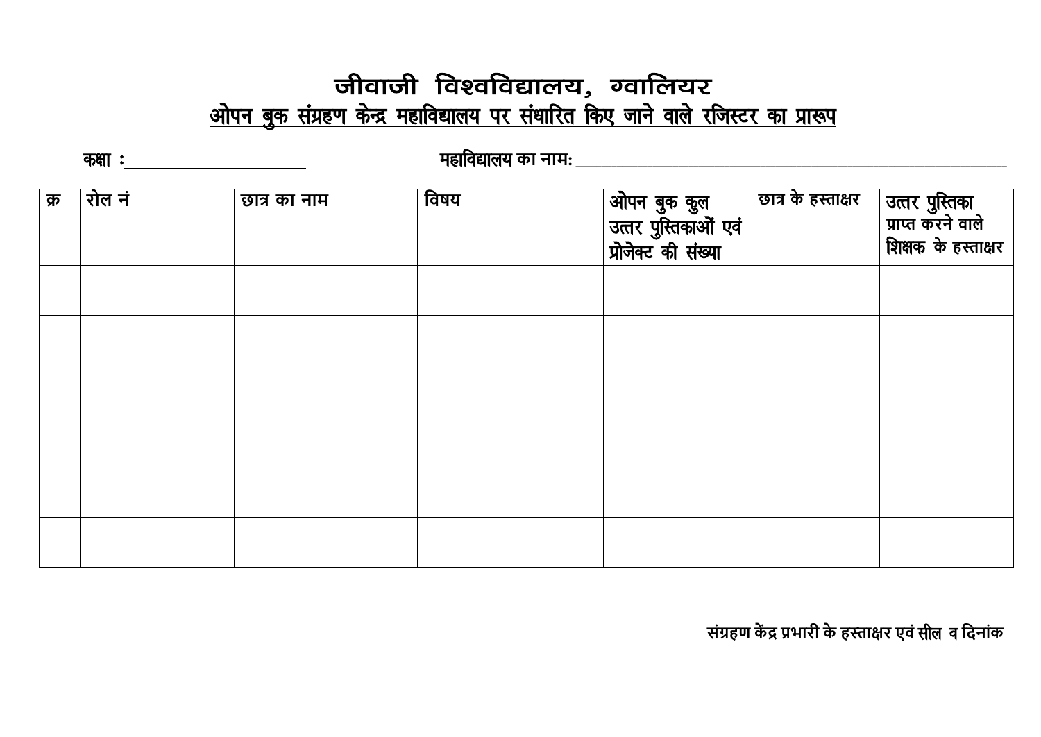# जीवाजी विश्वविद्यालय, ग्वालियर

## ओपन बुक संग्रहण केन्द्र महाविद्यालय पर संधारित किए जाने वाले रजिस्टर का प्रारूप

कक्षा :______________________ महाविद्यालय का नाम: ____________________________________________

| क्र | रोल नं | छात्र का नाम | विषय | ओपन बुक कुल उत्तर पुस्तिकाओं एवं प्रोजेक्ट की संख्या | छात्र के हस्ताक्षर | उत्तर पुस्तिका प्राप्त करने वाले शिक्षक के हस्ताक्षर |
|---|---|---|---|---|---|---|
| | | | | | | |
| | | | | | | |
| | | | | | | |
| | | | | | | |
| | | | | | | |
| | | | | | | |

संग्रहण केंद्र प्रभारी के हस्ताक्षर एवं सील व दिनांक